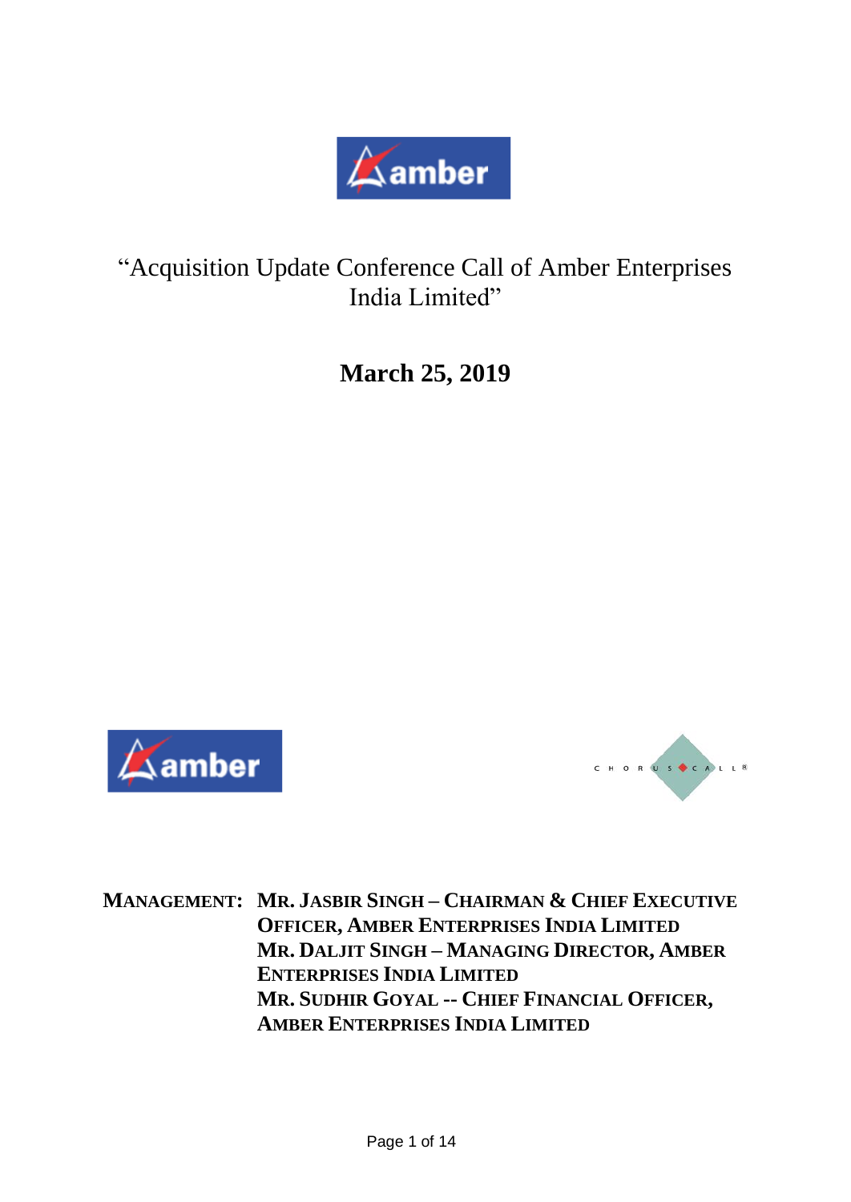# "Acquisition Update Conference Call of Amber Enterprises India Limited"

## March 25, 2019

**MANAGEMENT:** **MR. JASBIR SINGH – CHAIRMAN & CHIEF EXECUTIVE OFFICER, AMBER ENTERPRISES INDIA LIMITED**
**MR. DALJIT SINGH – MANAGING DIRECTOR, AMBER ENTERPRISES INDIA LIMITED**
**MR. SUDHIR GOYAL -- CHIEF FINANCIAL OFFICER, AMBER ENTERPRISES INDIA LIMITED**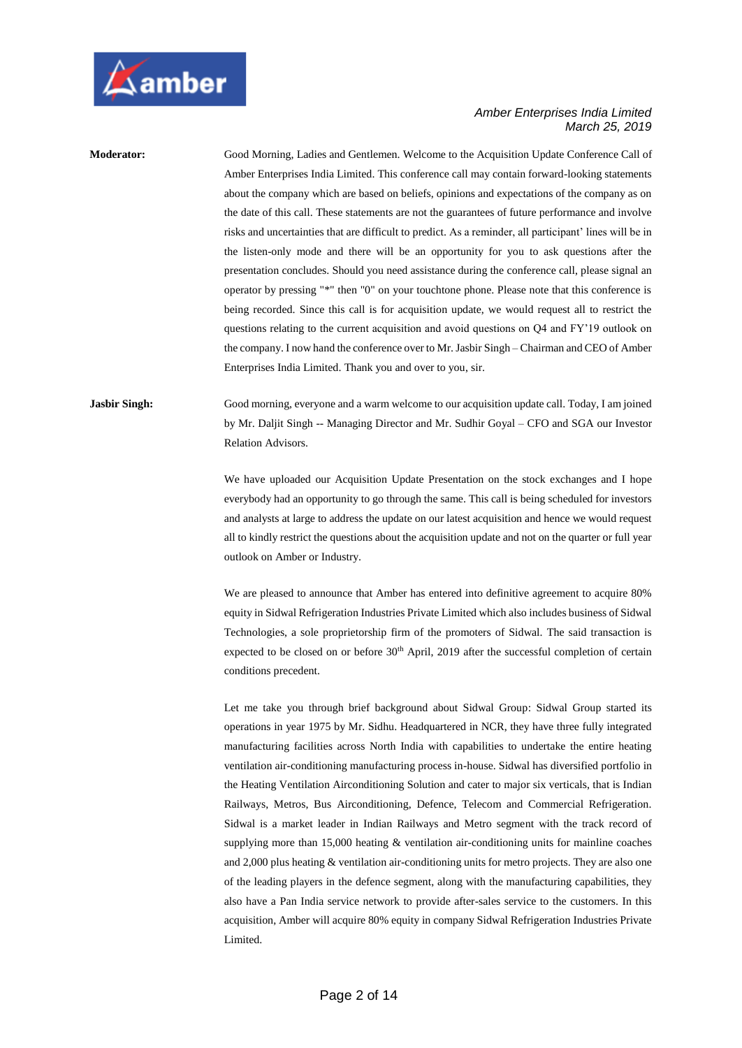**Moderator:** Good Morning, Ladies and Gentlemen. Welcome to the Acquisition Update Conference Call of Amber Enterprises India Limited. This conference call may contain forward-looking statements about the company which are based on beliefs, opinions and expectations of the company as on the date of this call. These statements are not the guarantees of future performance and involve risks and uncertainties that are difficult to predict. As a reminder, all participant' lines will be in the listen-only mode and there will be an opportunity for you to ask questions after the presentation concludes. Should you need assistance during the conference call, please signal an operator by pressing "*" then "0" on your touchtone phone. Please note that this conference is being recorded. Since this call is for acquisition update, we would request all to restrict the questions relating to the current acquisition and avoid questions on Q4 and FY'19 outlook on the company. I now hand the conference over to Mr. Jasbir Singh – Chairman and CEO of Amber Enterprises India Limited. Thank you and over to you, sir.

**Jasbir Singh:** Good morning, everyone and a warm welcome to our acquisition update call. Today, I am joined by Mr. Daljit Singh -- Managing Director and Mr. Sudhir Goyal – CFO and SGA our Investor Relation Advisors.

We have uploaded our Acquisition Update Presentation on the stock exchanges and I hope everybody had an opportunity to go through the same. This call is being scheduled for investors and analysts at large to address the update on our latest acquisition and hence we would request all to kindly restrict the questions about the acquisition update and not on the quarter or full year outlook on Amber or Industry.

We are pleased to announce that Amber has entered into definitive agreement to acquire 80% equity in Sidwal Refrigeration Industries Private Limited which also includes business of Sidwal Technologies, a sole proprietorship firm of the promoters of Sidwal. The said transaction is expected to be closed on or before 30th April, 2019 after the successful completion of certain conditions precedent.

Let me take you through brief background about Sidwal Group: Sidwal Group started its operations in year 1975 by Mr. Sidhu. Headquartered in NCR, they have three fully integrated manufacturing facilities across North India with capabilities to undertake the entire heating ventilation air-conditioning manufacturing process in-house. Sidwal has diversified portfolio in the Heating Ventilation Airconditioning Solution and cater to major six verticals, that is Indian Railways, Metros, Bus Airconditioning, Defence, Telecom and Commercial Refrigeration. Sidwal is a market leader in Indian Railways and Metro segment with the track record of supplying more than 15,000 heating & ventilation air-conditioning units for mainline coaches and 2,000 plus heating & ventilation air-conditioning units for metro projects. They are also one of the leading players in the defence segment, along with the manufacturing capabilities, they also have a Pan India service network to provide after-sales service to the customers. In this acquisition, Amber will acquire 80% equity in company Sidwal Refrigeration Industries Private Limited.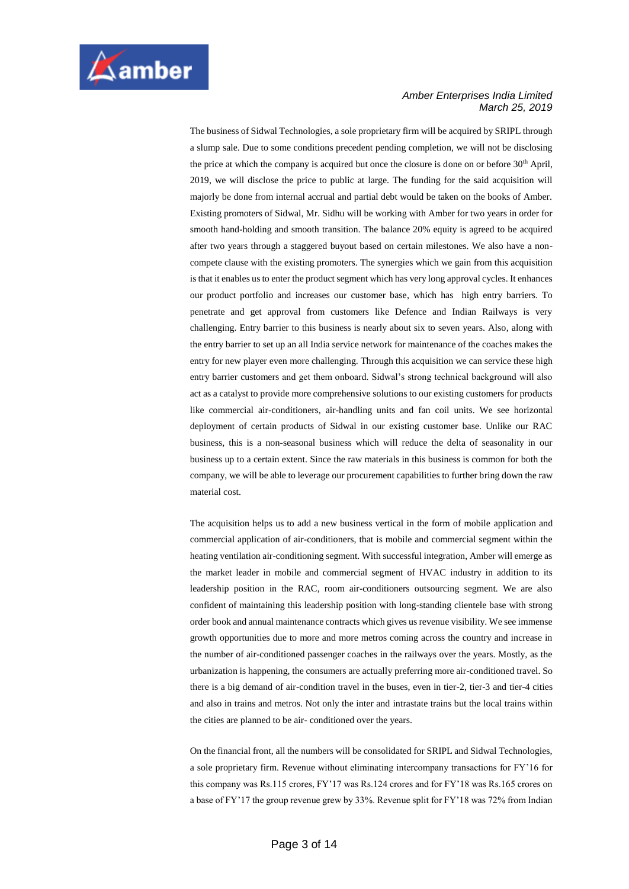The business of Sidwal Technologies, a sole proprietary firm will be acquired by SRIPL through a slump sale. Due to some conditions precedent pending completion, we will not be disclosing the price at which the company is acquired but once the closure is done on or before 30th April, 2019, we will disclose the price to public at large. The funding for the said acquisition will majorly be done from internal accrual and partial debt would be taken on the books of Amber. Existing promoters of Sidwal, Mr. Sidhu will be working with Amber for two years in order for smooth hand-holding and smooth transition. The balance 20% equity is agreed to be acquired after two years through a staggered buyout based on certain milestones. We also have a non-compete clause with the existing promoters. The synergies which we gain from this acquisition is that it enables us to enter the product segment which has very long approval cycles. It enhances our product portfolio and increases our customer base, which has high entry barriers. To penetrate and get approval from customers like Defence and Indian Railways is very challenging. Entry barrier to this business is nearly about six to seven years. Also, along with the entry barrier to set up an all India service network for maintenance of the coaches makes the entry for new player even more challenging. Through this acquisition we can service these high entry barrier customers and get them onboard. Sidwal's strong technical background will also act as a catalyst to provide more comprehensive solutions to our existing customers for products like commercial air-conditioners, air-handling units and fan coil units. We see horizontal deployment of certain products of Sidwal in our existing customer base. Unlike our RAC business, this is a non-seasonal business which will reduce the delta of seasonality in our business up to a certain extent. Since the raw materials in this business is common for both the company, we will be able to leverage our procurement capabilities to further bring down the raw material cost.

The acquisition helps us to add a new business vertical in the form of mobile application and commercial application of air-conditioners, that is mobile and commercial segment within the heating ventilation air-conditioning segment. With successful integration, Amber will emerge as the market leader in mobile and commercial segment of HVAC industry in addition to its leadership position in the RAC, room air-conditioners outsourcing segment. We are also confident of maintaining this leadership position with long-standing clientele base with strong order book and annual maintenance contracts which gives us revenue visibility. We see immense growth opportunities due to more and more metros coming across the country and increase in the number of air-conditioned passenger coaches in the railways over the years. Mostly, as the urbanization is happening, the consumers are actually preferring more air-conditioned travel. So there is a big demand of air-condition travel in the buses, even in tier-2, tier-3 and tier-4 cities and also in trains and metros. Not only the inter and intrastate trains but the local trains within the cities are planned to be air- conditioned over the years.

On the financial front, all the numbers will be consolidated for SRIPL and Sidwal Technologies, a sole proprietary firm. Revenue without eliminating intercompany transactions for FY'16 for this company was Rs.115 crores, FY'17 was Rs.124 crores and for FY'18 was Rs.165 crores on a base of FY'17 the group revenue grew by 33%. Revenue split for FY'18 was 72% from Indian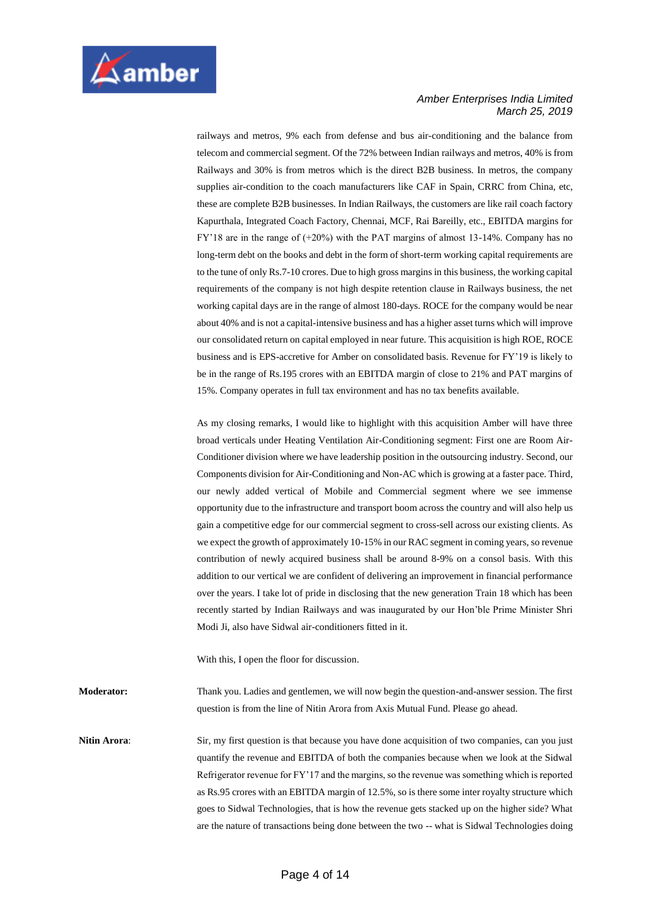railways and metros, 9% each from defense and bus air-conditioning and the balance from telecom and commercial segment. Of the 72% between Indian railways and metros, 40% is from Railways and 30% is from metros which is the direct B2B business. In metros, the company supplies air-condition to the coach manufacturers like CAF in Spain, CRRC from China, etc, these are complete B2B businesses. In Indian Railways, the customers are like rail coach factory Kapurthala, Integrated Coach Factory, Chennai, MCF, Rai Bareilly, etc., EBITDA margins for FY'18 are in the range of (+20%) with the PAT margins of almost 13-14%. Company has no long-term debt on the books and debt in the form of short-term working capital requirements are to the tune of only Rs.7-10 crores. Due to high gross margins in this business, the working capital requirements of the company is not high despite retention clause in Railways business, the net working capital days are in the range of almost 180-days. ROCE for the company would be near about 40% and is not a capital-intensive business and has a higher asset turns which will improve our consolidated return on capital employed in near future. This acquisition is high ROE, ROCE business and is EPS-accretive for Amber on consolidated basis. Revenue for FY'19 is likely to be in the range of Rs.195 crores with an EBITDA margin of close to 21% and PAT margins of 15%. Company operates in full tax environment and has no tax benefits available.

As my closing remarks, I would like to highlight with this acquisition Amber will have three broad verticals under Heating Ventilation Air-Conditioning segment: First one are Room Air-Conditioner division where we have leadership position in the outsourcing industry. Second, our Components division for Air-Conditioning and Non-AC which is growing at a faster pace. Third, our newly added vertical of Mobile and Commercial segment where we see immense opportunity due to the infrastructure and transport boom across the country and will also help us gain a competitive edge for our commercial segment to cross-sell across our existing clients. As we expect the growth of approximately 10-15% in our RAC segment in coming years, so revenue contribution of newly acquired business shall be around 8-9% on a consol basis. With this addition to our vertical we are confident of delivering an improvement in financial performance over the years. I take lot of pride in disclosing that the new generation Train 18 which has been recently started by Indian Railways and was inaugurated by our Hon'ble Prime Minister Shri Modi Ji, also have Sidwal air-conditioners fitted in it.

With this, I open the floor for discussion.

**Moderator:** Thank you. Ladies and gentlemen, we will now begin the question-and-answer session. The first question is from the line of Nitin Arora from Axis Mutual Fund. Please go ahead.

**Nitin Arora**: Sir, my first question is that because you have done acquisition of two companies, can you just quantify the revenue and EBITDA of both the companies because when we look at the Sidwal Refrigerator revenue for FY'17 and the margins, so the revenue was something which is reported as Rs.95 crores with an EBITDA margin of 12.5%, so is there some inter royalty structure which goes to Sidwal Technologies, that is how the revenue gets stacked up on the higher side? What are the nature of transactions being done between the two -- what is Sidwal Technologies doing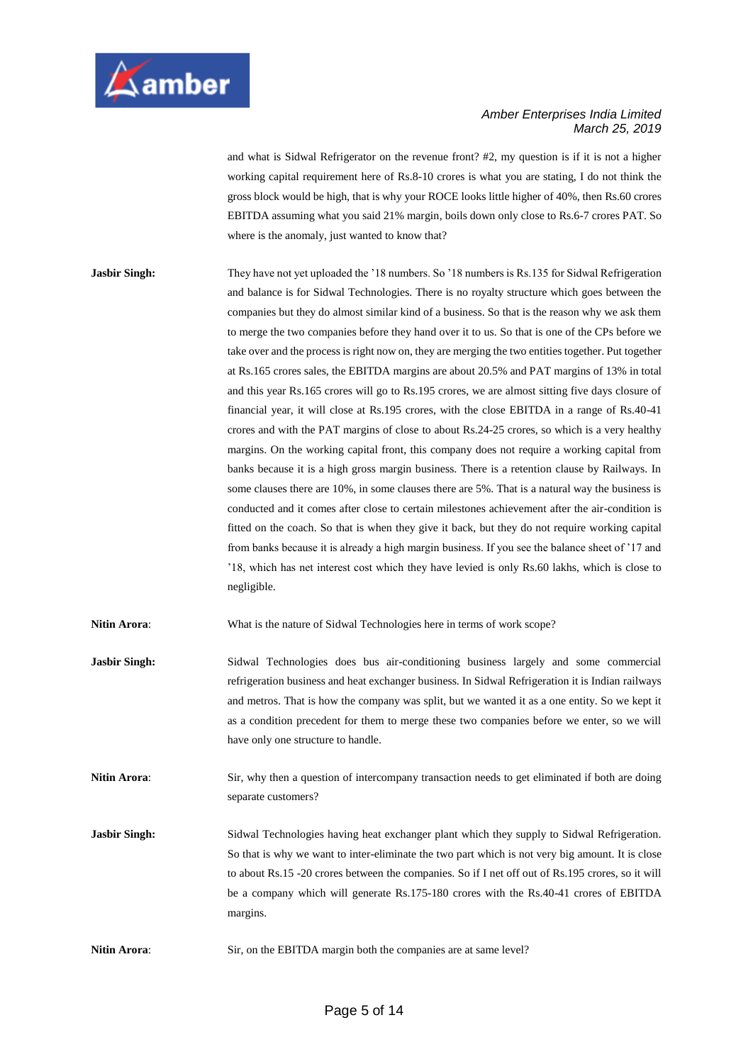and what is Sidwal Refrigerator on the revenue front? #2, my question is if it is not a higher working capital requirement here of Rs.8-10 crores is what you are stating, I do not think the gross block would be high, that is why your ROCE looks little higher of 40%, then Rs.60 crores EBITDA assuming what you said 21% margin, boils down only close to Rs.6-7 crores PAT. So where is the anomaly, just wanted to know that?

**Jasbir Singh:** They have not yet uploaded the '18 numbers. So '18 numbers is Rs.135 for Sidwal Refrigeration and balance is for Sidwal Technologies. There is no royalty structure which goes between the companies but they do almost similar kind of a business. So that is the reason why we ask them to merge the two companies before they hand over it to us. So that is one of the CPs before we take over and the process is right now on, they are merging the two entities together. Put together at Rs.165 crores sales, the EBITDA margins are about 20.5% and PAT margins of 13% in total and this year Rs.165 crores will go to Rs.195 crores, we are almost sitting five days closure of financial year, it will close at Rs.195 crores, with the close EBITDA in a range of Rs.40-41 crores and with the PAT margins of close to about Rs.24-25 crores, so which is a very healthy margins. On the working capital front, this company does not require a working capital from banks because it is a high gross margin business. There is a retention clause by Railways. In some clauses there are 10%, in some clauses there are 5%. That is a natural way the business is conducted and it comes after close to certain milestones achievement after the air-condition is fitted on the coach. So that is when they give it back, but they do not require working capital from banks because it is already a high margin business. If you see the balance sheet of '17 and '18, which has net interest cost which they have levied is only Rs.60 lakhs, which is close to negligible.

**Nitin Arora**: What is the nature of Sidwal Technologies here in terms of work scope?

**Jasbir Singh:** Sidwal Technologies does bus air-conditioning business largely and some commercial refrigeration business and heat exchanger business. In Sidwal Refrigeration it is Indian railways and metros. That is how the company was split, but we wanted it as a one entity. So we kept it as a condition precedent for them to merge these two companies before we enter, so we will have only one structure to handle.

**Nitin Arora**: Sir, why then a question of intercompany transaction needs to get eliminated if both are doing separate customers?

**Jasbir Singh:** Sidwal Technologies having heat exchanger plant which they supply to Sidwal Refrigeration. So that is why we want to inter-eliminate the two part which is not very big amount. It is close to about Rs.15 -20 crores between the companies. So if I net off out of Rs.195 crores, so it will be a company which will generate Rs.175-180 crores with the Rs.40-41 crores of EBITDA margins.

**Nitin Arora**: Sir, on the EBITDA margin both the companies are at same level?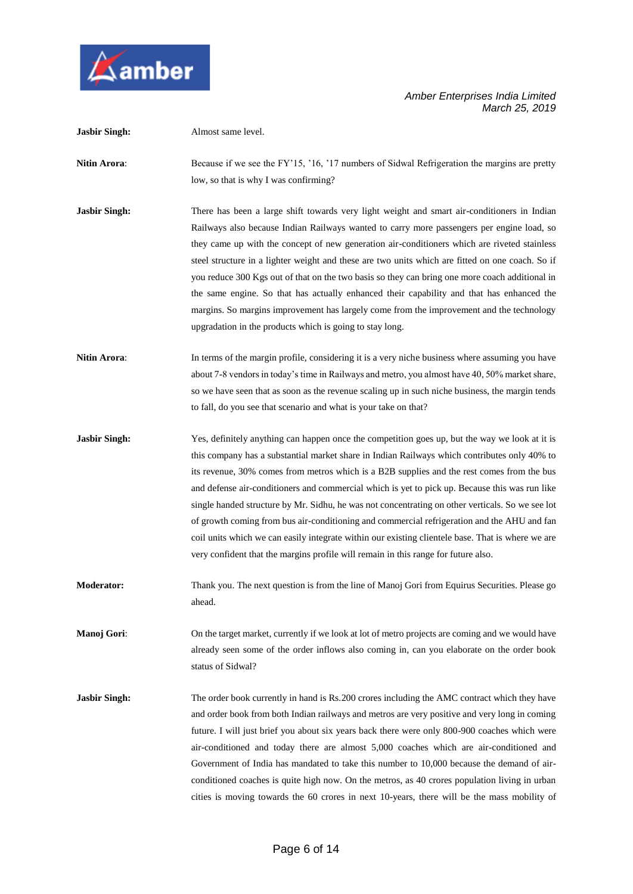**Jasbir Singh:** Almost same level.

**Nitin Arora**: Because if we see the FY'15, '16, '17 numbers of Sidwal Refrigeration the margins are pretty low, so that is why I was confirming?

**Jasbir Singh:** There has been a large shift towards very light weight and smart air-conditioners in Indian Railways also because Indian Railways wanted to carry more passengers per engine load, so they came up with the concept of new generation air-conditioners which are riveted stainless steel structure in a lighter weight and these are two units which are fitted on one coach. So if you reduce 300 Kgs out of that on the two basis so they can bring one more coach additional in the same engine. So that has actually enhanced their capability and that has enhanced the margins. So margins improvement has largely come from the improvement and the technology upgradation in the products which is going to stay long.

**Nitin Arora**: In terms of the margin profile, considering it is a very niche business where assuming you have about 7-8 vendors in today's time in Railways and metro, you almost have 40, 50% market share, so we have seen that as soon as the revenue scaling up in such niche business, the margin tends to fall, do you see that scenario and what is your take on that?

**Jasbir Singh:** Yes, definitely anything can happen once the competition goes up, but the way we look at it is this company has a substantial market share in Indian Railways which contributes only 40% to its revenue, 30% comes from metros which is a B2B supplies and the rest comes from the bus and defense air-conditioners and commercial which is yet to pick up. Because this was run like single handed structure by Mr. Sidhu, he was not concentrating on other verticals. So we see lot of growth coming from bus air-conditioning and commercial refrigeration and the AHU and fan coil units which we can easily integrate within our existing clientele base. That is where we are very confident that the margins profile will remain in this range for future also.

**Moderator:** Thank you. The next question is from the line of Manoj Gori from Equirus Securities. Please go ahead.

**Manoj Gori**: On the target market, currently if we look at lot of metro projects are coming and we would have already seen some of the order inflows also coming in, can you elaborate on the order book status of Sidwal?

**Jasbir Singh:** The order book currently in hand is Rs.200 crores including the AMC contract which they have and order book from both Indian railways and metros are very positive and very long in coming future. I will just brief you about six years back there were only 800-900 coaches which were air-conditioned and today there are almost 5,000 coaches which are air-conditioned and Government of India has mandated to take this number to 10,000 because the demand of air-conditioned coaches is quite high now. On the metros, as 40 crores population living in urban cities is moving towards the 60 crores in next 10-years, there will be the mass mobility of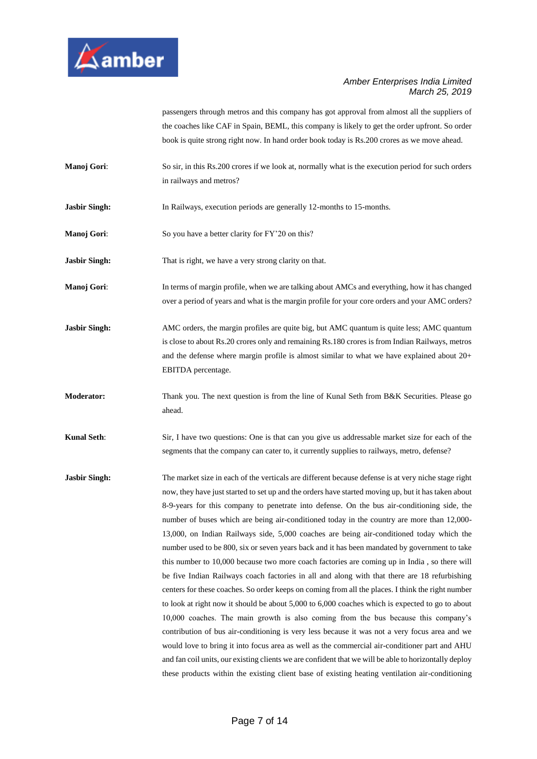passengers through metros and this company has got approval from almost all the suppliers of the coaches like CAF in Spain, BEML, this company is likely to get the order upfront. So order book is quite strong right now. In hand order book today is Rs.200 crores as we move ahead.

**Manoj Gori**: So sir, in this Rs.200 crores if we look at, normally what is the execution period for such orders in railways and metros?

**Jasbir Singh:** In Railways, execution periods are generally 12-months to 15-months.

**Manoj Gori**: So you have a better clarity for FY'20 on this?

**Jasbir Singh:** That is right, we have a very strong clarity on that.

**Manoj Gori**: In terms of margin profile, when we are talking about AMCs and everything, how it has changed over a period of years and what is the margin profile for your core orders and your AMC orders?

**Jasbir Singh:** AMC orders, the margin profiles are quite big, but AMC quantum is quite less; AMC quantum is close to about Rs.20 crores only and remaining Rs.180 crores is from Indian Railways, metros and the defense where margin profile is almost similar to what we have explained about 20+ EBITDA percentage.

**Moderator:** Thank you. The next question is from the line of Kunal Seth from B&K Securities. Please go ahead.

**Kunal Seth**: Sir, I have two questions: One is that can you give us addressable market size for each of the segments that the company can cater to, it currently supplies to railways, metro, defense?

**Jasbir Singh:** The market size in each of the verticals are different because defense is at very niche stage right now, they have just started to set up and the orders have started moving up, but it has taken about 8-9-years for this company to penetrate into defense. On the bus air-conditioning side, the number of buses which are being air-conditioned today in the country are more than 12,000-13,000, on Indian Railways side, 5,000 coaches are being air-conditioned today which the number used to be 800, six or seven years back and it has been mandated by government to take this number to 10,000 because two more coach factories are coming up in India , so there will be five Indian Railways coach factories in all and along with that there are 18 refurbishing centers for these coaches. So order keeps on coming from all the places. I think the right number to look at right now it should be about 5,000 to 6,000 coaches which is expected to go to about 10,000 coaches. The main growth is also coming from the bus because this company's contribution of bus air-conditioning is very less because it was not a very focus area and we would love to bring it into focus area as well as the commercial air-conditioner part and AHU and fan coil units, our existing clients we are confident that we will be able to horizontally deploy these products within the existing client base of existing heating ventilation air-conditioning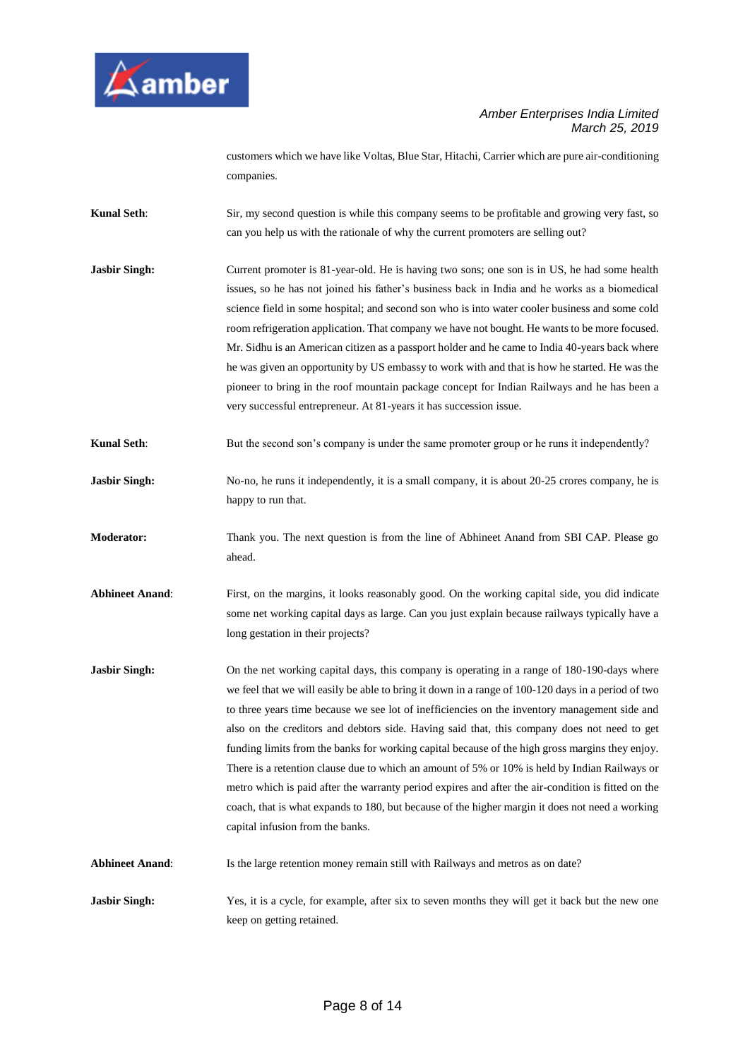customers which we have like Voltas, Blue Star, Hitachi, Carrier which are pure air-conditioning companies.

**Kunal Seth**: Sir, my second question is while this company seems to be profitable and growing very fast, so can you help us with the rationale of why the current promoters are selling out?

**Jasbir Singh:** Current promoter is 81-year-old. He is having two sons; one son is in US, he had some health issues, so he has not joined his father's business back in India and he works as a biomedical science field in some hospital; and second son who is into water cooler business and some cold room refrigeration application. That company we have not bought. He wants to be more focused. Mr. Sidhu is an American citizen as a passport holder and he came to India 40-years back where he was given an opportunity by US embassy to work with and that is how he started. He was the pioneer to bring in the roof mountain package concept for Indian Railways and he has been a very successful entrepreneur. At 81-years it has succession issue.

**Kunal Seth**: But the second son's company is under the same promoter group or he runs it independently?

**Jasbir Singh:** No-no, he runs it independently, it is a small company, it is about 20-25 crores company, he is happy to run that.

**Moderator:** Thank you. The next question is from the line of Abhineet Anand from SBI CAP. Please go ahead.

**Abhineet Anand**: First, on the margins, it looks reasonably good. On the working capital side, you did indicate some net working capital days as large. Can you just explain because railways typically have a long gestation in their projects?

**Jasbir Singh:** On the net working capital days, this company is operating in a range of 180-190-days where we feel that we will easily be able to bring it down in a range of 100-120 days in a period of two to three years time because we see lot of inefficiencies on the inventory management side and also on the creditors and debtors side. Having said that, this company does not need to get funding limits from the banks for working capital because of the high gross margins they enjoy. There is a retention clause due to which an amount of 5% or 10% is held by Indian Railways or metro which is paid after the warranty period expires and after the air-condition is fitted on the coach, that is what expands to 180, but because of the higher margin it does not need a working capital infusion from the banks.

**Abhineet Anand**: Is the large retention money remain still with Railways and metros as on date?

**Jasbir Singh:** Yes, it is a cycle, for example, after six to seven months they will get it back but the new one keep on getting retained.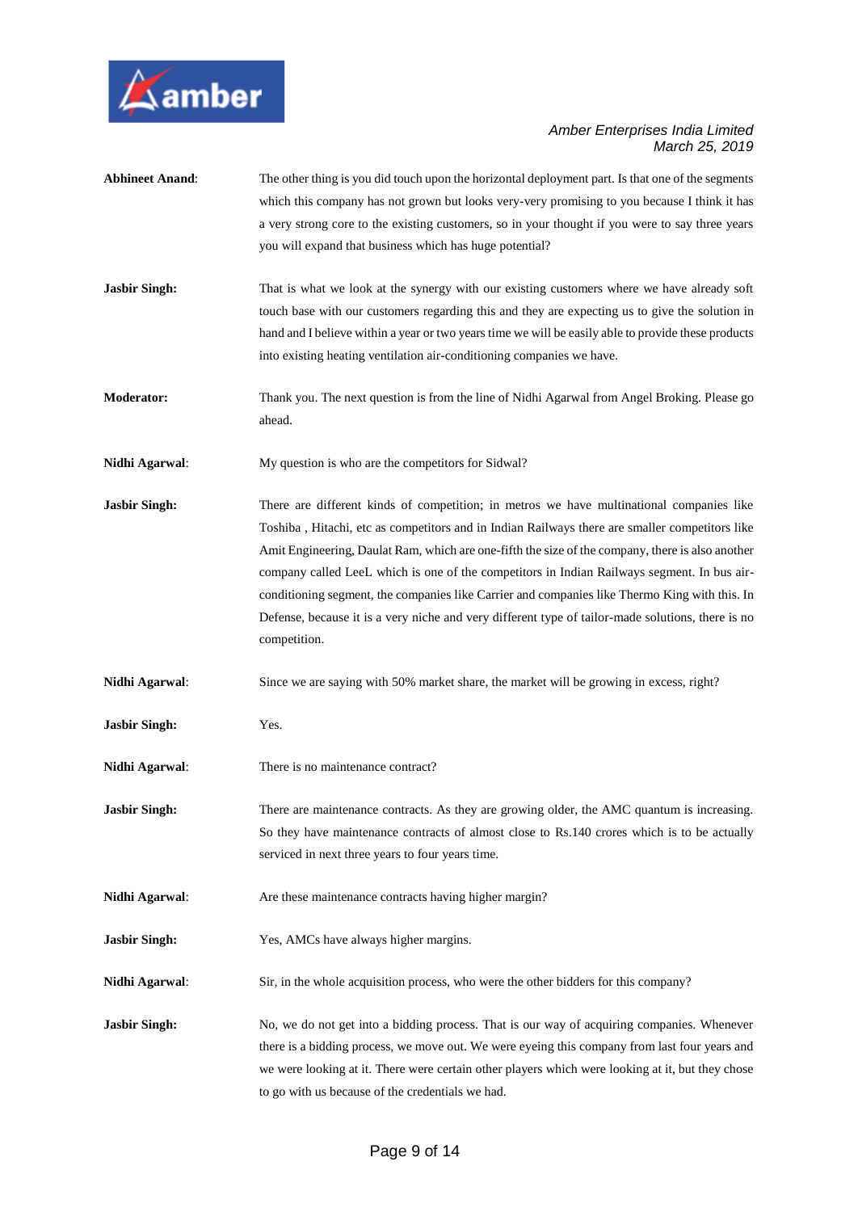**Abhineet Anand**: The other thing is you did touch upon the horizontal deployment part. Is that one of the segments which this company has not grown but looks very-very promising to you because I think it has a very strong core to the existing customers, so in your thought if you were to say three years you will expand that business which has huge potential?

**Jasbir Singh:** That is what we look at the synergy with our existing customers where we have already soft touch base with our customers regarding this and they are expecting us to give the solution in hand and I believe within a year or two years time we will be easily able to provide these products into existing heating ventilation air-conditioning companies we have.

**Moderator:** Thank you. The next question is from the line of Nidhi Agarwal from Angel Broking. Please go ahead.

**Nidhi Agarwal**: My question is who are the competitors for Sidwal?

**Jasbir Singh:** There are different kinds of competition; in metros we have multinational companies like Toshiba , Hitachi, etc as competitors and in Indian Railways there are smaller competitors like Amit Engineering, Daulat Ram, which are one-fifth the size of the company, there is also another company called LeeL which is one of the competitors in Indian Railways segment. In bus air-conditioning segment, the companies like Carrier and companies like Thermo King with this. In Defense, because it is a very niche and very different type of tailor-made solutions, there is no competition.

**Nidhi Agarwal**: Since we are saying with 50% market share, the market will be growing in excess, right?

**Jasbir Singh:** Yes.

**Nidhi Agarwal**: There is no maintenance contract?

**Jasbir Singh:** There are maintenance contracts. As they are growing older, the AMC quantum is increasing. So they have maintenance contracts of almost close to Rs.140 crores which is to be actually serviced in next three years to four years time.

**Nidhi Agarwal**: Are these maintenance contracts having higher margin?

**Jasbir Singh:** Yes, AMCs have always higher margins.

**Nidhi Agarwal**: Sir, in the whole acquisition process, who were the other bidders for this company?

**Jasbir Singh:** No, we do not get into a bidding process. That is our way of acquiring companies. Whenever there is a bidding process, we move out. We were eyeing this company from last four years and we were looking at it. There were certain other players which were looking at it, but they chose to go with us because of the credentials we had.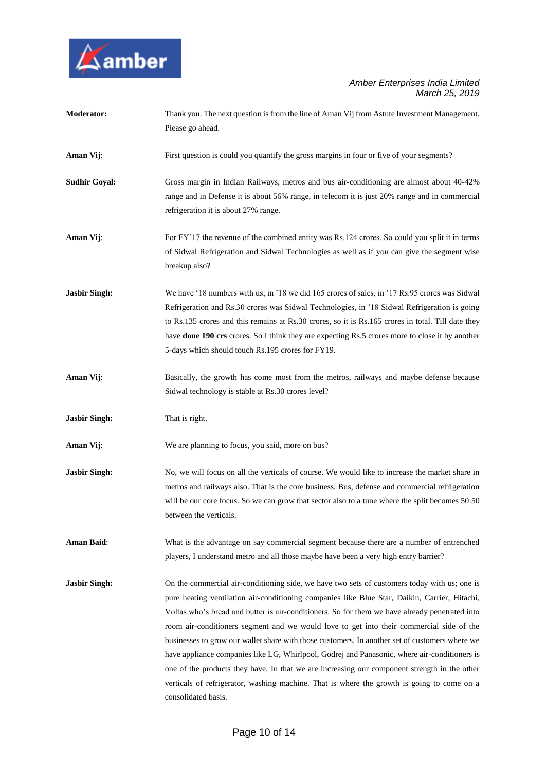**Moderator:** Thank you. The next question is from the line of Aman Vij from Astute Investment Management. Please go ahead.

**Aman Vij**: First question is could you quantify the gross margins in four or five of your segments?

**Sudhir Goyal:** Gross margin in Indian Railways, metros and bus air-conditioning are almost about 40-42% range and in Defense it is about 56% range, in telecom it is just 20% range and in commercial refrigeration it is about 27% range.

**Aman Vij**: For FY'17 the revenue of the combined entity was Rs.124 crores. So could you split it in terms of Sidwal Refrigeration and Sidwal Technologies as well as if you can give the segment wise breakup also?

**Jasbir Singh:** We have '18 numbers with us; in '18 we did 165 crores of sales, in '17 Rs.95 crores was Sidwal Refrigeration and Rs.30 crores was Sidwal Technologies, in '18 Sidwal Refrigeration is going to Rs.135 crores and this remains at Rs.30 crores, so it is Rs.165 crores in total. Till date they have **done 190 crs** crores. So I think they are expecting Rs.5 crores more to close it by another 5-days which should touch Rs.195 crores for FY19.

**Aman Vij**: Basically, the growth has come most from the metros, railways and maybe defense because Sidwal technology is stable at Rs.30 crores level?

**Jasbir Singh:** That is right.

**Aman Vij**: We are planning to focus, you said, more on bus?

**Jasbir Singh:** No, we will focus on all the verticals of course. We would like to increase the market share in metros and railways also. That is the core business. Bus, defense and commercial refrigeration will be our core focus. So we can grow that sector also to a tune where the split becomes 50:50 between the verticals.

**Aman Baid**: What is the advantage on say commercial segment because there are a number of entrenched players, I understand metro and all those maybe have been a very high entry barrier?

**Jasbir Singh:** On the commercial air-conditioning side, we have two sets of customers today with us; one is pure heating ventilation air-conditioning companies like Blue Star, Daikin, Carrier, Hitachi, Voltas who's bread and butter is air-conditioners. So for them we have already penetrated into room air-conditioners segment and we would love to get into their commercial side of the businesses to grow our wallet share with those customers. In another set of customers where we have appliance companies like LG, Whirlpool, Godrej and Panasonic, where air-conditioners is one of the products they have. In that we are increasing our component strength in the other verticals of refrigerator, washing machine. That is where the growth is going to come on a consolidated basis.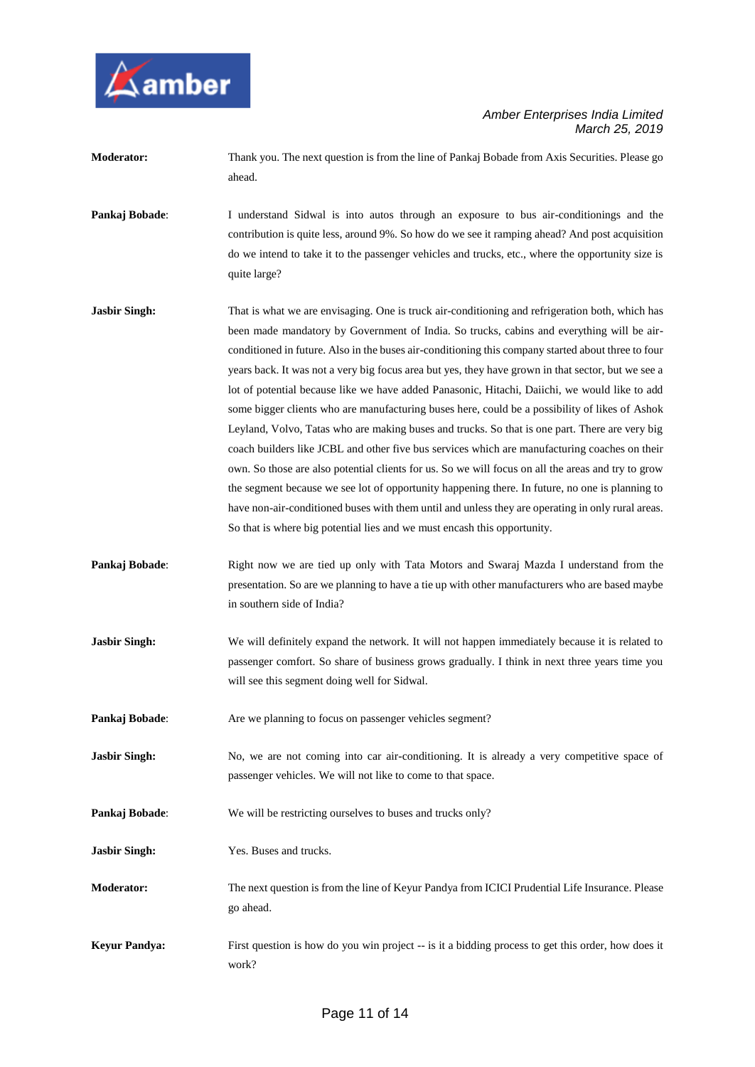**Moderator:** Thank you. The next question is from the line of Pankaj Bobade from Axis Securities. Please go ahead.

**Pankaj Bobade**: I understand Sidwal is into autos through an exposure to bus air-conditionings and the contribution is quite less, around 9%. So how do we see it ramping ahead? And post acquisition do we intend to take it to the passenger vehicles and trucks, etc., where the opportunity size is quite large?

**Jasbir Singh:** That is what we are envisaging. One is truck air-conditioning and refrigeration both, which has been made mandatory by Government of India. So trucks, cabins and everything will be air-conditioned in future. Also in the buses air-conditioning this company started about three to four years back. It was not a very big focus area but yes, they have grown in that sector, but we see a lot of potential because like we have added Panasonic, Hitachi, Daiichi, we would like to add some bigger clients who are manufacturing buses here, could be a possibility of likes of Ashok Leyland, Volvo, Tatas who are making buses and trucks. So that is one part. There are very big coach builders like JCBL and other five bus services which are manufacturing coaches on their own. So those are also potential clients for us. So we will focus on all the areas and try to grow the segment because we see lot of opportunity happening there. In future, no one is planning to have non-air-conditioned buses with them until and unless they are operating in only rural areas. So that is where big potential lies and we must encash this opportunity.

**Pankaj Bobade**: Right now we are tied up only with Tata Motors and Swaraj Mazda I understand from the presentation. So are we planning to have a tie up with other manufacturers who are based maybe in southern side of India?

**Jasbir Singh:** We will definitely expand the network. It will not happen immediately because it is related to passenger comfort. So share of business grows gradually. I think in next three years time you will see this segment doing well for Sidwal.

**Pankaj Bobade**: Are we planning to focus on passenger vehicles segment?

**Jasbir Singh:** No, we are not coming into car air-conditioning. It is already a very competitive space of passenger vehicles. We will not like to come to that space.

**Pankaj Bobade**: We will be restricting ourselves to buses and trucks only?

**Jasbir Singh:** Yes. Buses and trucks.

**Moderator:** The next question is from the line of Keyur Pandya from ICICI Prudential Life Insurance. Please go ahead.

**Keyur Pandya:** First question is how do you win project -- is it a bidding process to get this order, how does it work?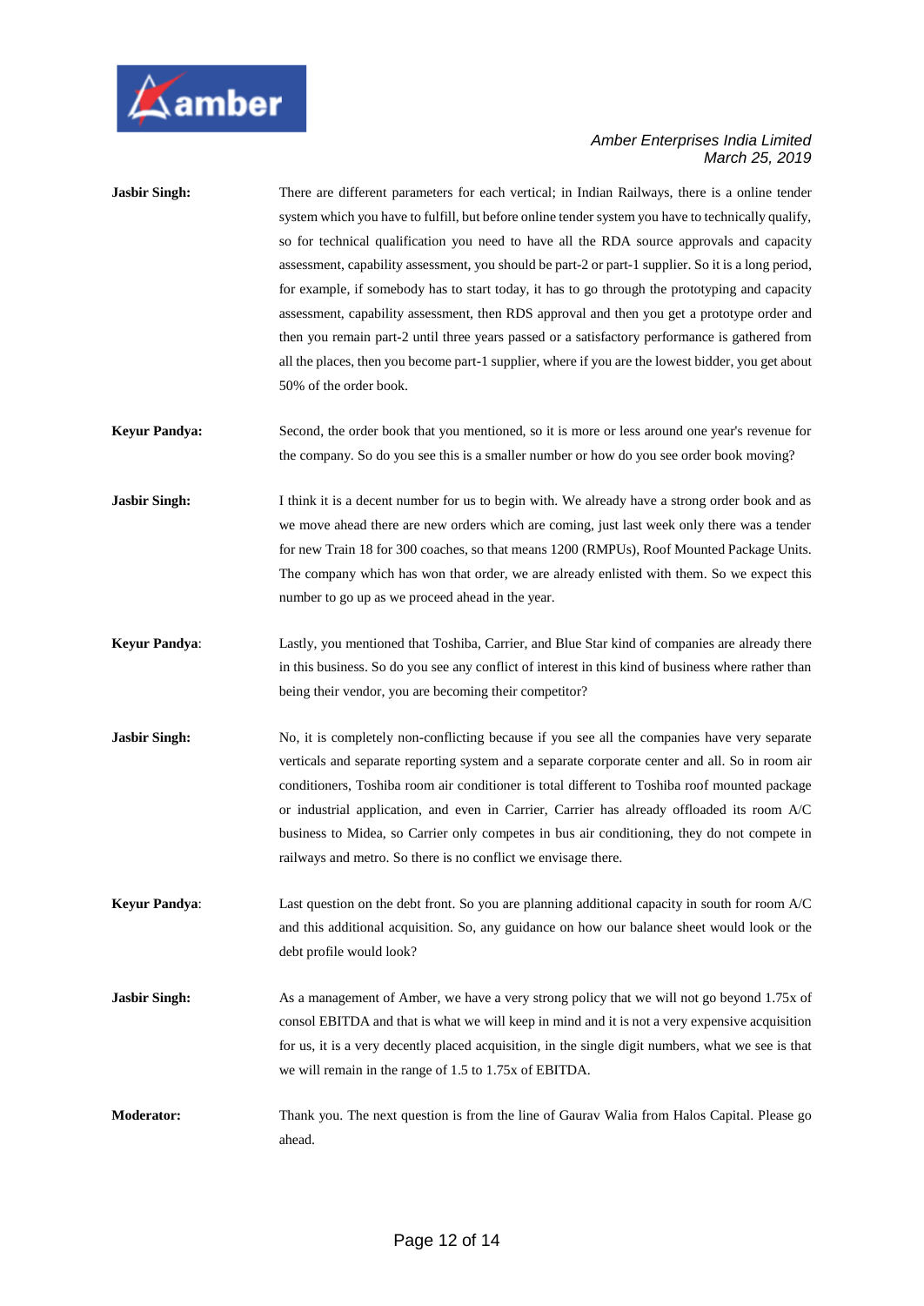**Jasbir Singh:** There are different parameters for each vertical; in Indian Railways, there is a online tender system which you have to fulfill, but before online tender system you have to technically qualify, so for technical qualification you need to have all the RDA source approvals and capacity assessment, capability assessment, you should be part-2 or part-1 supplier. So it is a long period, for example, if somebody has to start today, it has to go through the prototyping and capacity assessment, capability assessment, then RDS approval and then you get a prototype order and then you remain part-2 until three years passed or a satisfactory performance is gathered from all the places, then you become part-1 supplier, where if you are the lowest bidder, you get about 50% of the order book.

**Keyur Pandya:** Second, the order book that you mentioned, so it is more or less around one year's revenue for the company. So do you see this is a smaller number or how do you see order book moving?

**Jasbir Singh:** I think it is a decent number for us to begin with. We already have a strong order book and as we move ahead there are new orders which are coming, just last week only there was a tender for new Train 18 for 300 coaches, so that means 1200 (RMPUs), Roof Mounted Package Units. The company which has won that order, we are already enlisted with them. So we expect this number to go up as we proceed ahead in the year.

**Keyur Pandya**: Lastly, you mentioned that Toshiba, Carrier, and Blue Star kind of companies are already there in this business. So do you see any conflict of interest in this kind of business where rather than being their vendor, you are becoming their competitor?

**Jasbir Singh:** No, it is completely non-conflicting because if you see all the companies have very separate verticals and separate reporting system and a separate corporate center and all. So in room air conditioners, Toshiba room air conditioner is total different to Toshiba roof mounted package or industrial application, and even in Carrier, Carrier has already offloaded its room A/C business to Midea, so Carrier only competes in bus air conditioning, they do not compete in railways and metro. So there is no conflict we envisage there.

**Keyur Pandya**: Last question on the debt front. So you are planning additional capacity in south for room A/C and this additional acquisition. So, any guidance on how our balance sheet would look or the debt profile would look?

**Jasbir Singh:** As a management of Amber, we have a very strong policy that we will not go beyond 1.75x of consol EBITDA and that is what we will keep in mind and it is not a very expensive acquisition for us, it is a very decently placed acquisition, in the single digit numbers, what we see is that we will remain in the range of 1.5 to 1.75x of EBITDA.

**Moderator:** Thank you. The next question is from the line of Gaurav Walia from Halos Capital. Please go ahead.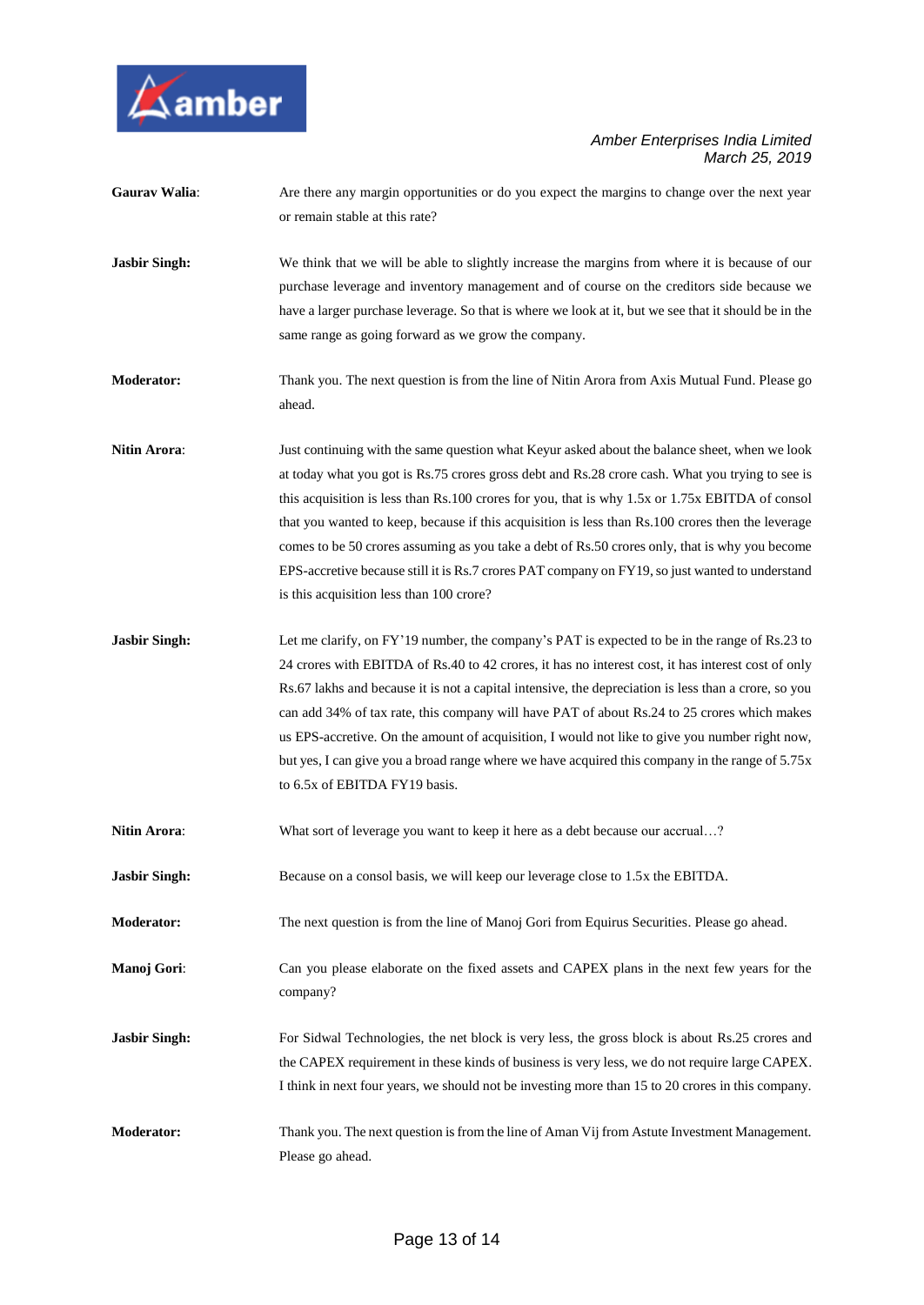**Gaurav Walia**: Are there any margin opportunities or do you expect the margins to change over the next year or remain stable at this rate?

**Jasbir Singh:** We think that we will be able to slightly increase the margins from where it is because of our purchase leverage and inventory management and of course on the creditors side because we have a larger purchase leverage. So that is where we look at it, but we see that it should be in the same range as going forward as we grow the company.

**Moderator:** Thank you. The next question is from the line of Nitin Arora from Axis Mutual Fund. Please go ahead.

**Nitin Arora**: Just continuing with the same question what Keyur asked about the balance sheet, when we look at today what you got is Rs.75 crores gross debt and Rs.28 crore cash. What you trying to see is this acquisition is less than Rs.100 crores for you, that is why 1.5x or 1.75x EBITDA of consol that you wanted to keep, because if this acquisition is less than Rs.100 crores then the leverage comes to be 50 crores assuming as you take a debt of Rs.50 crores only, that is why you become EPS-accretive because still it is Rs.7 crores PAT company on FY19, so just wanted to understand is this acquisition less than 100 crore?

**Jasbir Singh:** Let me clarify, on FY'19 number, the company's PAT is expected to be in the range of Rs.23 to 24 crores with EBITDA of Rs.40 to 42 crores, it has no interest cost, it has interest cost of only Rs.67 lakhs and because it is not a capital intensive, the depreciation is less than a crore, so you can add 34% of tax rate, this company will have PAT of about Rs.24 to 25 crores which makes us EPS-accretive. On the amount of acquisition, I would not like to give you number right now, but yes, I can give you a broad range where we have acquired this company in the range of 5.75x to 6.5x of EBITDA FY19 basis.

**Nitin Arora**: What sort of leverage you want to keep it here as a debt because our accrual…?

**Jasbir Singh:** Because on a consol basis, we will keep our leverage close to 1.5x the EBITDA.

**Moderator:** The next question is from the line of Manoj Gori from Equirus Securities. Please go ahead.

**Manoj Gori**: Can you please elaborate on the fixed assets and CAPEX plans in the next few years for the company?

**Jasbir Singh:** For Sidwal Technologies, the net block is very less, the gross block is about Rs.25 crores and the CAPEX requirement in these kinds of business is very less, we do not require large CAPEX. I think in next four years, we should not be investing more than 15 to 20 crores in this company.

**Moderator:** Thank you. The next question is from the line of Aman Vij from Astute Investment Management. Please go ahead.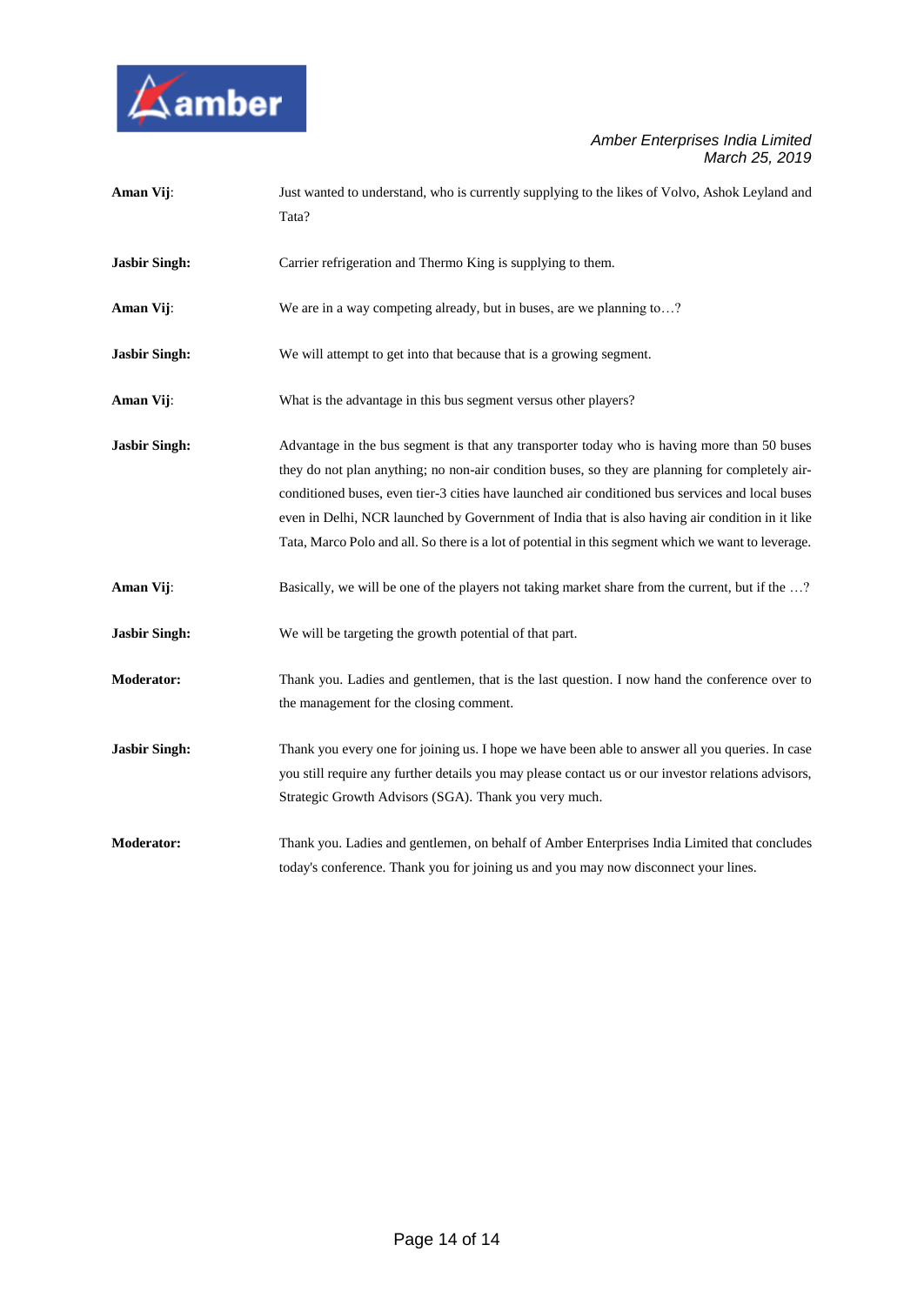**Aman Vij**: Just wanted to understand, who is currently supplying to the likes of Volvo, Ashok Leyland and Tata?

**Jasbir Singh:** Carrier refrigeration and Thermo King is supplying to them.

**Aman Vij**: We are in a way competing already, but in buses, are we planning to…?

**Jasbir Singh:** We will attempt to get into that because that is a growing segment.

**Aman Vij**: What is the advantage in this bus segment versus other players?

**Jasbir Singh:** Advantage in the bus segment is that any transporter today who is having more than 50 buses they do not plan anything; no non-air condition buses, so they are planning for completely air-conditioned buses, even tier-3 cities have launched air conditioned bus services and local buses even in Delhi, NCR launched by Government of India that is also having air condition in it like Tata, Marco Polo and all. So there is a lot of potential in this segment which we want to leverage.

**Aman Vij**: Basically, we will be one of the players not taking market share from the current, but if the …?

**Jasbir Singh:** We will be targeting the growth potential of that part.

**Moderator:** Thank you. Ladies and gentlemen, that is the last question. I now hand the conference over to the management for the closing comment.

**Jasbir Singh:** Thank you every one for joining us. I hope we have been able to answer all you queries. In case you still require any further details you may please contact us or our investor relations advisors, Strategic Growth Advisors (SGA). Thank you very much.

**Moderator:** Thank you. Ladies and gentlemen, on behalf of Amber Enterprises India Limited that concludes today's conference. Thank you for joining us and you may now disconnect your lines.